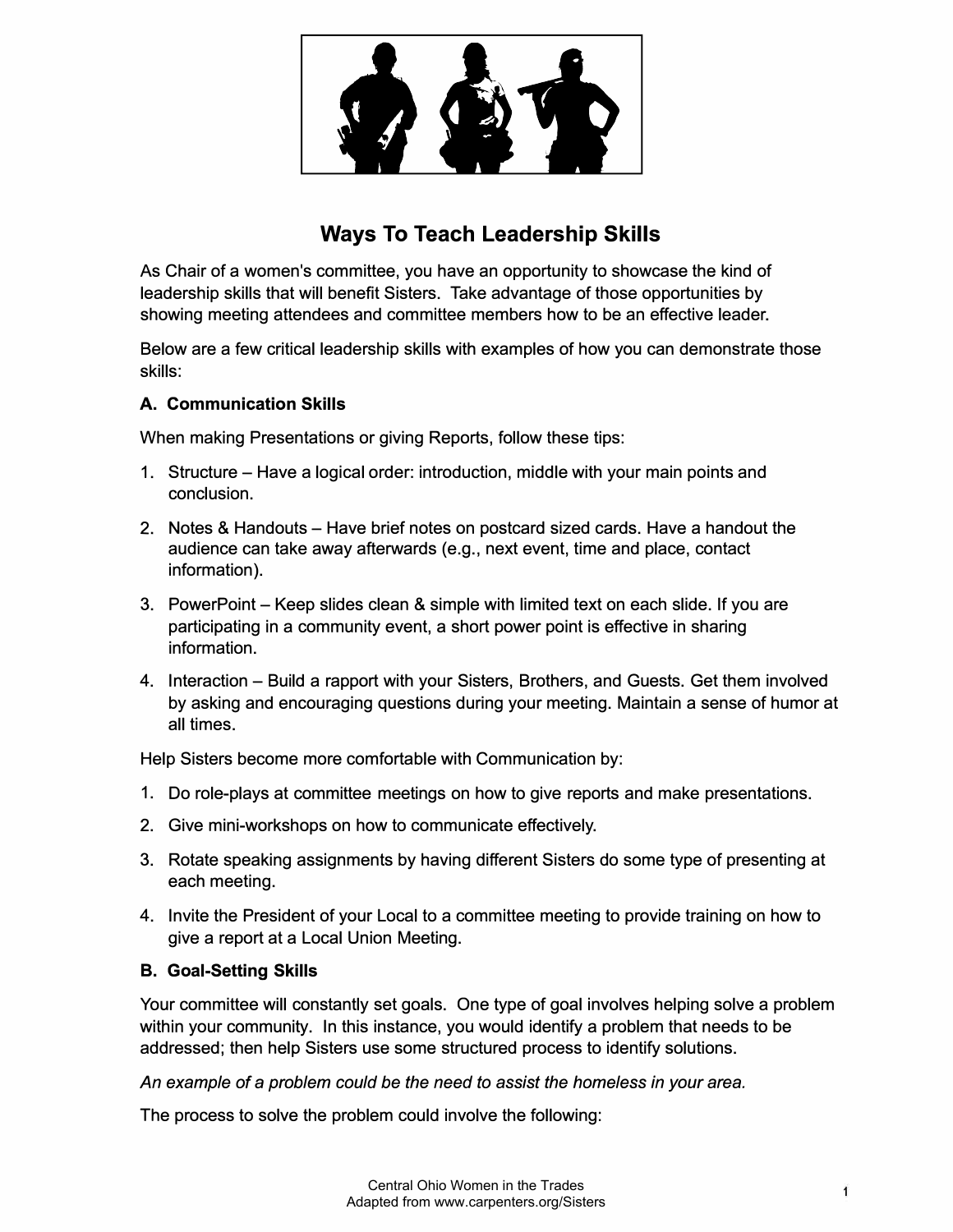# Ways To Teach Leadership Skills

As Chair of a women's committee, you have an opportunity to showcase the kind of leadership skills that will benefit Sisters. Take advantage of those opportunities by showing meeting attendees and committee members how to be an effective leader.

Below are a few critical leadership skills with examples of how you can demonstrate those skills:

### A. Communication Skills

When making Presentations or giving Reports, follow these tips:

1. Structure – Have a logical order: introduction, middle with your main points and conclusion.
2. Notes & Handouts – Have brief notes on postcard sized cards. Have a handout the audience can take away afterwards (e.g., next event, time and place, contact information).
3. PowerPoint – Keep slides clean & simple with limited text on each slide. If you are participating in a community event, a short power point is effective in sharing information.
4. Interaction – Build a rapport with your Sisters, Brothers, and Guests. Get them involved by asking and encouraging questions during your meeting. Maintain a sense of humor at all times.

Help Sisters become more comfortable with Communication by:

1. Do role-plays at committee meetings on how to give reports and make presentations.
2. Give mini-workshops on how to communicate effectively.
3. Rotate speaking assignments by having different Sisters do some type of presenting at each meeting.
4. Invite the President of your Local to a committee meeting to provide training on how to give a report at a Local Union Meeting.

### B. Goal-Setting Skills

Your committee will constantly set goals. One type of goal involves helping solve a problem within your community. In this instance, you would identify a problem that needs to be addressed; then help Sisters use some structured process to identify solutions.

*An example of a problem could be the need to assist the homeless in your area.*

The process to solve the problem could involve the following: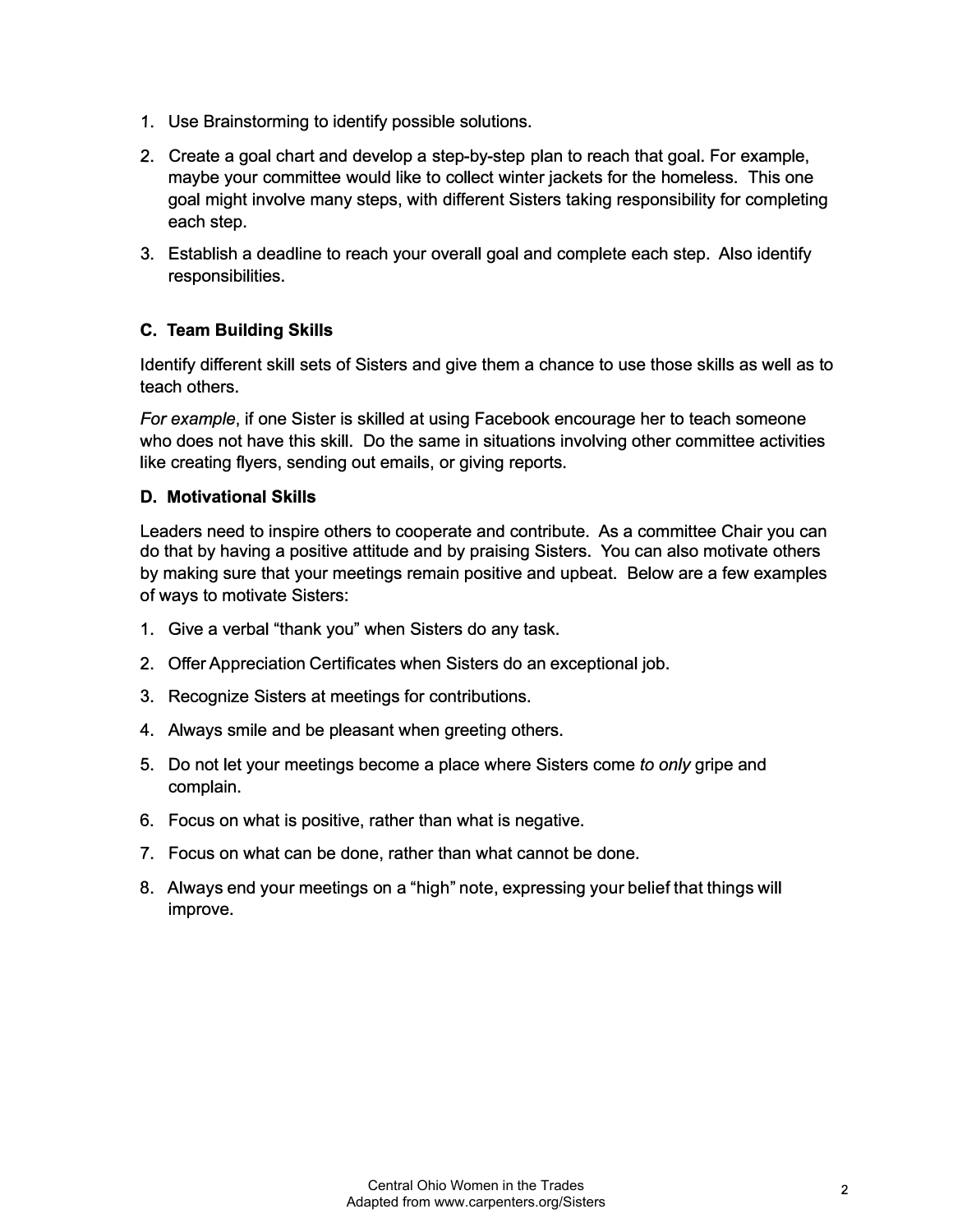1. Use Brainstorming to identify possible solutions.
2. Create a goal chart and develop a step-by-step plan to reach that goal. For example, maybe your committee would like to collect winter jackets for the homeless. This one goal might involve many steps, with different Sisters taking responsibility for completing each step.
3. Establish a deadline to reach your overall goal and complete each step. Also identify responsibilities.

### C. Team Building Skills

Identify different skill sets of Sisters and give them a chance to use those skills as well as to teach others.

*For example*, if one Sister is skilled at using Facebook encourage her to teach someone who does not have this skill. Do the same in situations involving other committee activities like creating flyers, sending out emails, or giving reports.

### D. Motivational Skills

Leaders need to inspire others to cooperate and contribute. As a committee Chair you can do that by having a positive attitude and by praising Sisters. You can also motivate others by making sure that your meetings remain positive and upbeat. Below are a few examples of ways to motivate Sisters:

1. Give a verbal "thank you" when Sisters do any task.
2. Offer Appreciation Certificates when Sisters do an exceptional job.
3. Recognize Sisters at meetings for contributions.
4. Always smile and be pleasant when greeting others.
5. Do not let your meetings become a place where Sisters come *to only* gripe and complain.
6. Focus on what is positive, rather than what is negative.
7. Focus on what can be done, rather than what cannot be done.
8. Always end your meetings on a "high" note, expressing your belief that things will improve.